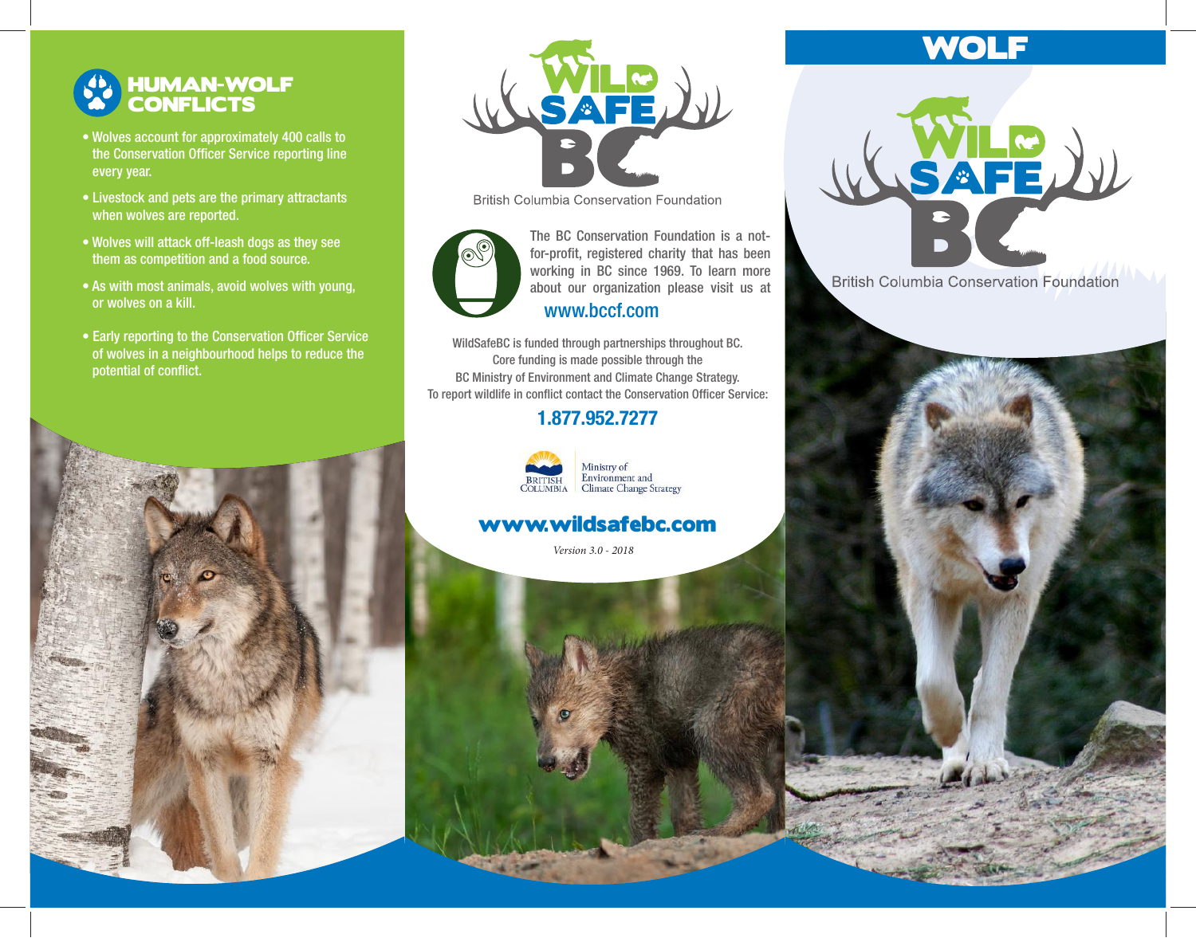## HUMAN-WOLF CONFLICTS

- Wolves account for approximately 400 calls to the Conservation Officer Service reporting line every year.
- Livestock and pets are the primary attractants when wolves are reported.
- Wolves will attack off-leash dogs as they see them as competition and a food source.
- As with most animals, avoid wolves with young, or wolves on a kill.
- Early reporting to the Conservation Officer Service of wolves in a neighbourhood helps to reduce the potential of conflict.

WILD SAFE BC

British Columbia Conservation Foundation

The BC Conservation Foundation is a not-for-profit, registered charity that has been working in BC since 1969. To learn more about our organization please visit us at

**www.bccf.com**

WildSafeBC is funded through partnerships throughout BC. Core funding is made possible through the BC Ministry of Environment and Climate Change Strategy. To report wildlife in conflict contact the Conservation Officer Service:

**1.877.952.7277**

BRITISH COLUMBIA | Ministry of Environment and Climate Change Strategy

**www.wildsafebc.com**

*Version 3.0 - 2018*

# WOLF

WILD SAFE BC

British Columbia Conservation Foundation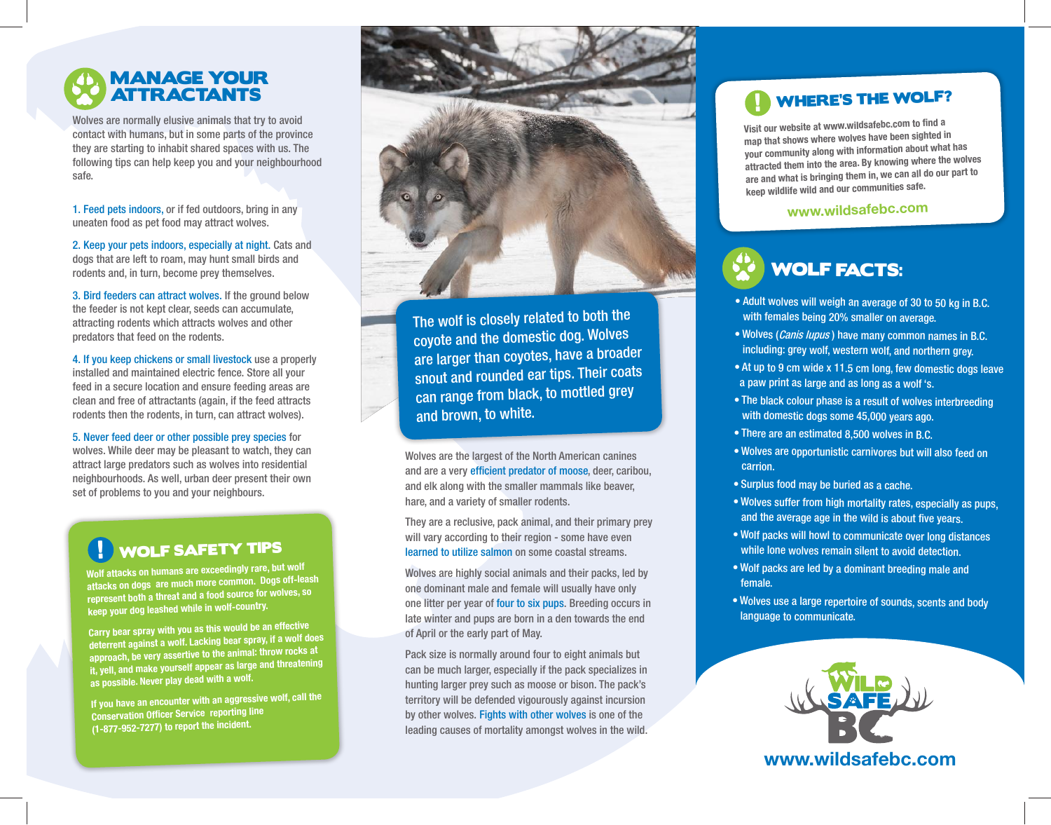## MANAGE YOUR ATTRACTANTS

Wolves are normally elusive animals that try to avoid contact with humans, but in some parts of the province they are starting to inhabit shared spaces with us. The following tips can help keep you and your neighbourhood safe.

1. Feed pets indoors, or if fed outdoors, bring in any uneaten food as pet food may attract wolves.

2. Keep your pets indoors, especially at night. Cats and dogs that are left to roam, may hunt small birds and rodents and, in turn, become prey themselves.

3. Bird feeders can attract wolves. If the ground below the feeder is not kept clear, seeds can accumulate, attracting rodents which attracts wolves and other predators that feed on the rodents.

4. If you keep chickens or small livestock use a properly installed and maintained electric fence. Store all your feed in a secure location and ensure feeding areas are clean and free of attractants (again, if the feed attracts rodents then the rodents, in turn, can attract wolves).

5. Never feed deer or other possible prey species for wolves. While deer may be pleasant to watch, they can attract large predators such as wolves into residential neighbourhoods. As well, urban deer present their own set of problems to you and your neighbours.

### WOLF SAFETY TIPS

Wolf attacks on humans are exceedingly rare, but wolf attacks on dogs are much more common. Dogs off-leash represent both a threat and a food source for wolves, so keep your dog leashed while in wolf-country.

Carry bear spray with you as this would be an effective deterrent against a wolf. Lacking bear spray, if a wolf does approach, be very assertive to the animal: throw rocks at it, yell, and make yourself appear as large and threatening as possible. Never play dead with a wolf.

If you have an encounter with an aggressive wolf, call the Conservation Officer Service reporting line (1-877-952-7277) to report the incident.

The wolf is closely related to both the coyote and the domestic dog. Wolves are larger than coyotes, have a broader snout and rounded ear tips. Their coats can range from black, to mottled grey and brown, to white.

Wolves are the largest of the North American canines and are a very efficient predator of moose, deer, caribou, and elk along with the smaller mammals like beaver, hare, and a variety of smaller rodents.

They are a reclusive, pack animal, and their primary prey will vary according to their region - some have even learned to utilize salmon on some coastal streams.

Wolves are highly social animals and their packs, led by one dominant male and female will usually have only one litter per year of four to six pups. Breeding occurs in late winter and pups are born in a den towards the end of April or the early part of May.

Pack size is normally around four to eight animals but can be much larger, especially if the pack specializes in hunting larger prey such as moose or bison. The pack's territory will be defended vigourously against incursion by other wolves. Fights with other wolves is one of the leading causes of mortality amongst wolves in the wild.

### WHERE'S THE WOLF?

Visit our website at www.wildsafebc.com to find a map that shows where wolves have been sighted in your community along with information about what has attracted them into the area. By knowing where the wolves are and what is bringing them in, we can all do our part to keep wildlife wild and our communities safe.

www.wildsafebc.com

## WOLF FACTS:

- Adult wolves will weigh an average of 30 to 50 kg in B.C. with females being 20% smaller on average.
- Wolves (*Canis lupus*) have many common names in B.C. including: grey wolf, western wolf, and northern grey.
- At up to 9 cm wide x 11.5 cm long, few domestic dogs leave a paw print as large and as long as a wolf 's.
- The black colour phase is a result of wolves interbreeding with domestic dogs some 45,000 years ago.
- There are an estimated 8,500 wolves in B.C.
- Wolves are opportunistic carnivores but will also feed on carrion.
- Surplus food may be buried as a cache.
- Wolves suffer from high mortality rates, especially as pups, and the average age in the wild is about five years.
- Wolf packs will howl to communicate over long distances while lone wolves remain silent to avoid detection.
- Wolf packs are led by a dominant breeding male and female.
- Wolves use a large repertoire of sounds, scents and body language to communicate.

WILD SAFE BC

www.wildsafebc.com